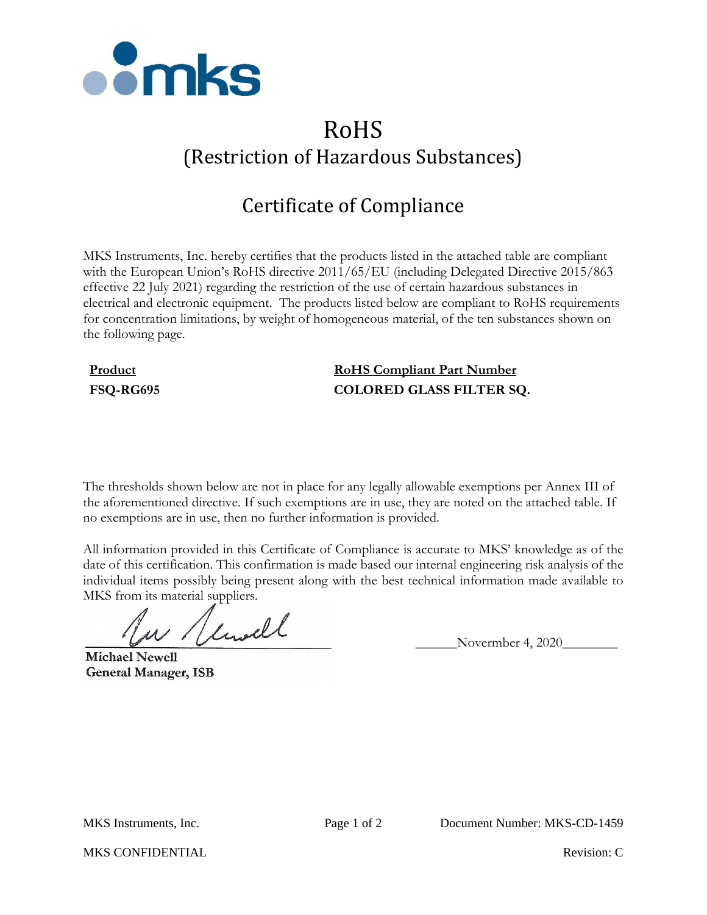# RoHS

## (Restriction of Hazardous Substances)

## Certificate of Compliance

MKS Instruments, Inc. hereby certifies that the products listed in the attached table are compliant with the European Union's RoHS directive 2011/65/EU (including Delegated Directive 2015/863 effective 22 July 2021) regarding the restriction of the use of certain hazardous substances in electrical and electronic equipment. The products listed below are compliant to RoHS requirements for concentration limitations, by weight of homogeneous material, of the ten substances shown on the following page.

| **Product** | **RoHS Compliant Part Number** |
|---|---|
| **FSQ-RG695** | **COLORED GLASS FILTER SQ.** |

The thresholds shown below are not in place for any legally allowable exemptions per Annex III of the aforementioned directive. If such exemptions are in use, they are noted on the attached table. If no exemptions are in use, then no further information is provided.

All information provided in this Certificate of Compliance is accurate to MKS' knowledge as of the date of this certification. This confirmation is made based our internal engineering risk analysis of the individual items possibly being present along with the best technical information made available to MKS from its material suppliers.

**Michael Newell**
**General Manager, ISB**

Novermber 4, 2020

MKS Instruments, Inc. Document Number: MKS-CD-1459

MKS CONFIDENTIAL Revision: C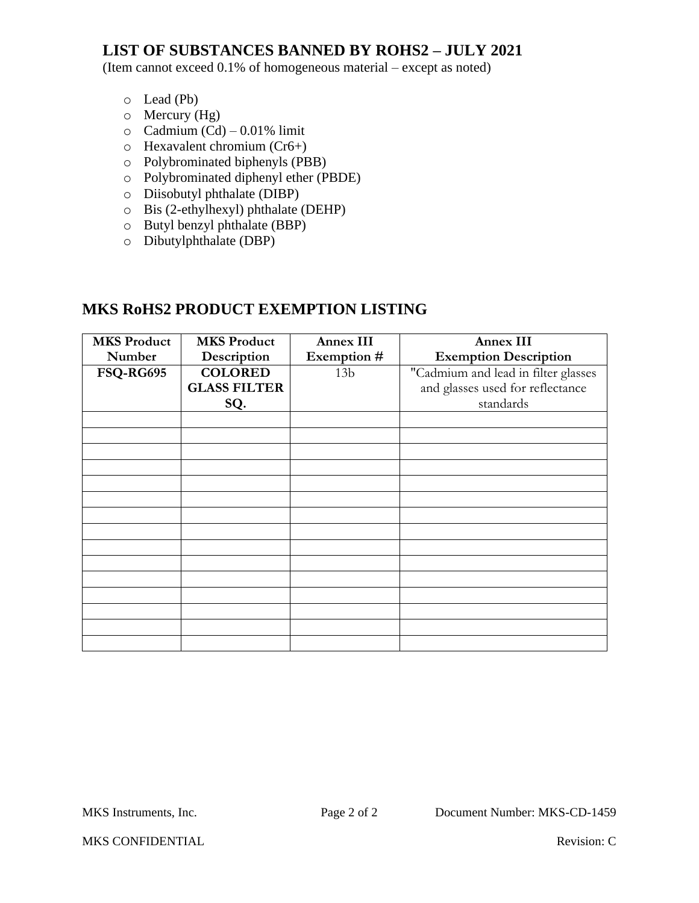## LIST OF SUBSTANCES BANNED BY ROHS2 – JULY 2021

(Item cannot exceed 0.1% of homogeneous material – except as noted)

- Lead (Pb)
- Mercury (Hg)
- Cadmium (Cd) – 0.01% limit
- Hexavalent chromium ($Cr^{6+}$)
- Polybrominated biphenyls (PBB)
- Polybrominated diphenyl ether (PBDE)
- Diisobutyl phthalate (DIBP)
- Bis (2-ethylhexyl) phthalate (DEHP)
- Butyl benzyl phthalate (BBP)
- Dibutylphthalate (DBP)

## MKS RoHS2 PRODUCT EXEMPTION LISTING

| MKS Product Number | MKS Product Description | Annex III Exemption # | Annex III Exemption Description |
|---|---|---|---|
| **FSQ-RG695** | **COLORED GLASS FILTER SQ.** | 13b | "Cadmium and lead in filter glasses and glasses used for reflectance standards |
| | | | |
| | | | |
| | | | |
| | | | |
| | | | |
| | | | |
| | | | |
| | | | |
| | | | |
| | | | |
| | | | |
| | | | |
| | | | |
| | | | |
| | | | |

MKS CONFIDENTIAL

Document Number: MKS-CD-1459

Revision: C